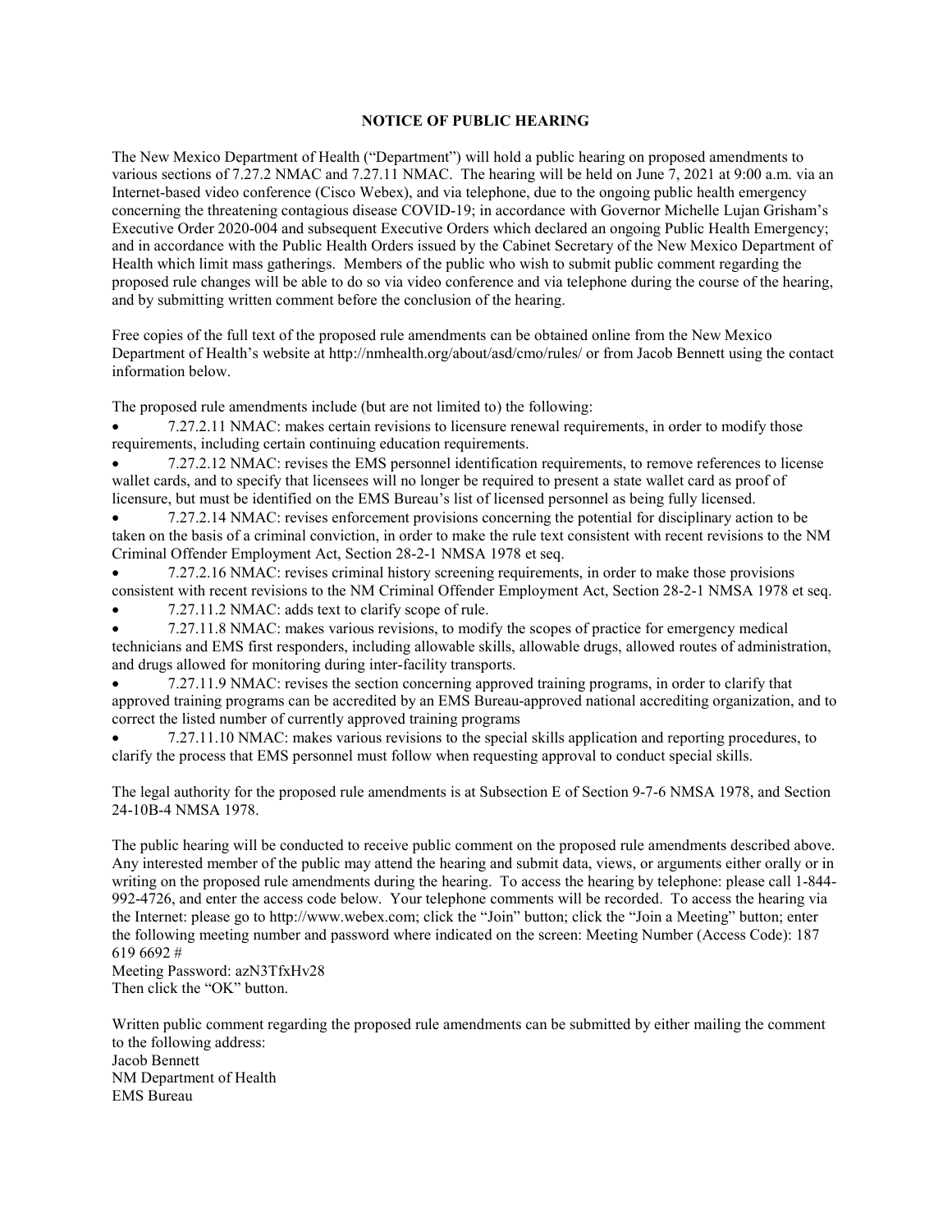**NOTICE OF PUBLIC HEARING**

The New Mexico Department of Health ("Department") will hold a public hearing on proposed amendments to various sections of 7.27.2 NMAC and 7.27.11 NMAC. The hearing will be held on June 7, 2021 at 9:00 a.m. via an Internet-based video conference (Cisco Webex), and via telephone, due to the ongoing public health emergency concerning the threatening contagious disease COVID-19; in accordance with Governor Michelle Lujan Grisham's Executive Order 2020-004 and subsequent Executive Orders which declared an ongoing Public Health Emergency; and in accordance with the Public Health Orders issued by the Cabinet Secretary of the New Mexico Department of Health which limit mass gatherings. Members of the public who wish to submit public comment regarding the proposed rule changes will be able to do so via video conference and via telephone during the course of the hearing, and by submitting written comment before the conclusion of the hearing.

Free copies of the full text of the proposed rule amendments can be obtained online from the New Mexico Department of Health's website at http://nmhealth.org/about/asd/cmo/rules/ or from Jacob Bennett using the contact information below.

The proposed rule amendments include (but are not limited to) the following:

- 7.27.2.11 NMAC: makes certain revisions to licensure renewal requirements, in order to modify those requirements, including certain continuing education requirements.
- 7.27.2.12 NMAC: revises the EMS personnel identification requirements, to remove references to license wallet cards, and to specify that licensees will no longer be required to present a state wallet card as proof of licensure, but must be identified on the EMS Bureau's list of licensed personnel as being fully licensed.
- 7.27.2.14 NMAC: revises enforcement provisions concerning the potential for disciplinary action to be taken on the basis of a criminal conviction, in order to make the rule text consistent with recent revisions to the NM Criminal Offender Employment Act, Section 28-2-1 NMSA 1978 et seq.
- 7.27.2.16 NMAC: revises criminal history screening requirements, in order to make those provisions consistent with recent revisions to the NM Criminal Offender Employment Act, Section 28-2-1 NMSA 1978 et seq.
- 7.27.11.2 NMAC: adds text to clarify scope of rule.
- 7.27.11.8 NMAC: makes various revisions, to modify the scopes of practice for emergency medical technicians and EMS first responders, including allowable skills, allowable drugs, allowed routes of administration, and drugs allowed for monitoring during inter-facility transports.
- 7.27.11.9 NMAC: revises the section concerning approved training programs, in order to clarify that approved training programs can be accredited by an EMS Bureau-approved national accrediting organization, and to correct the listed number of currently approved training programs
- 7.27.11.10 NMAC: makes various revisions to the special skills application and reporting procedures, to clarify the process that EMS personnel must follow when requesting approval to conduct special skills.

The legal authority for the proposed rule amendments is at Subsection E of Section 9-7-6 NMSA 1978, and Section 24-10B-4 NMSA 1978.

The public hearing will be conducted to receive public comment on the proposed rule amendments described above. Any interested member of the public may attend the hearing and submit data, views, or arguments either orally or in writing on the proposed rule amendments during the hearing. To access the hearing by telephone: please call 1-844-992-4726, and enter the access code below. Your telephone comments will be recorded. To access the hearing via the Internet: please go to http://www.webex.com; click the "Join" button; click the "Join a Meeting" button; enter the following meeting number and password where indicated on the screen: Meeting Number (Access Code): 187 619 6692 #
Meeting Password: azN3TfxHv28
Then click the "OK" button.

Written public comment regarding the proposed rule amendments can be submitted by either mailing the comment to the following address:
Jacob Bennett
NM Department of Health
EMS Bureau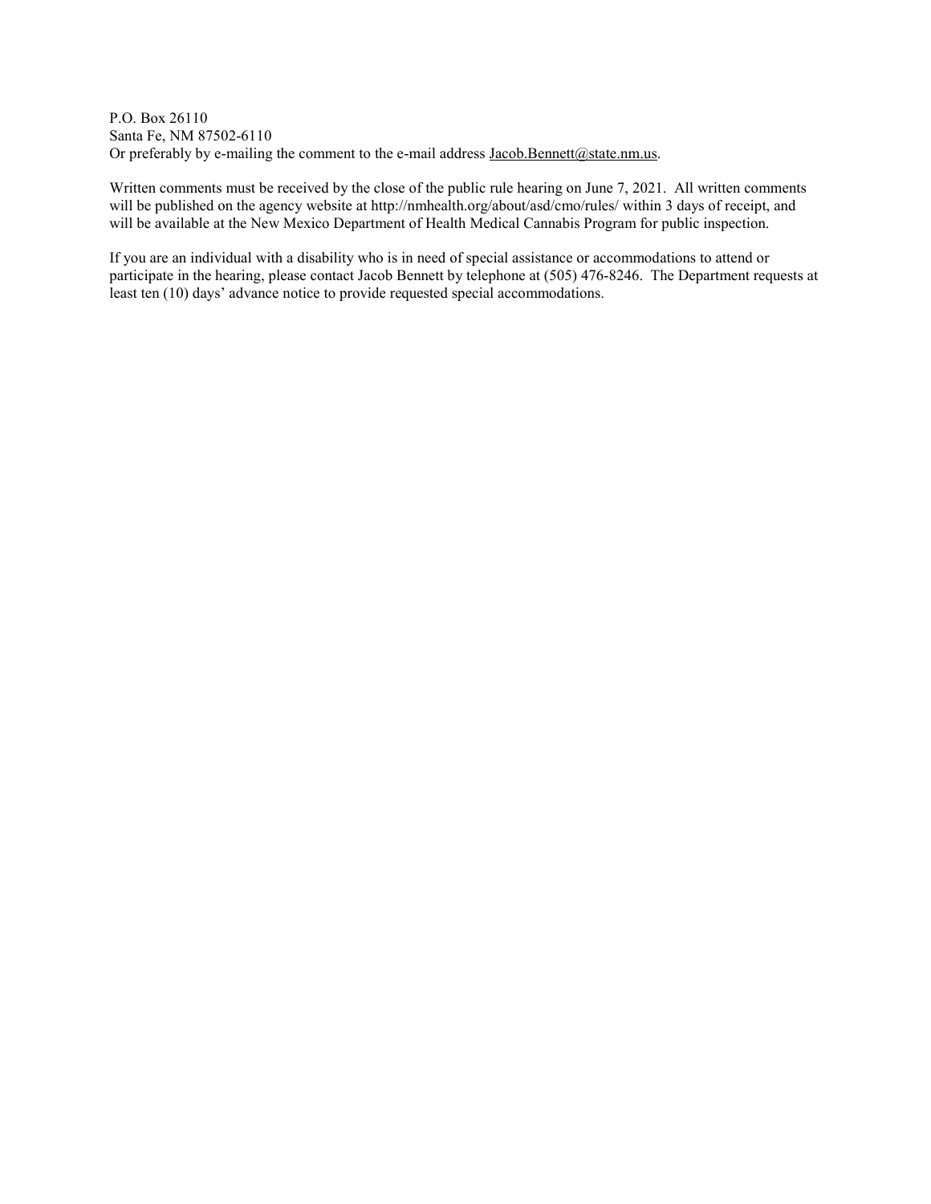P.O. Box 26110
Santa Fe, NM 87502-6110
Or preferably by e-mailing the comment to the e-mail address Jacob.Bennett@state.nm.us.

Written comments must be received by the close of the public rule hearing on June 7, 2021. All written comments will be published on the agency website at http://nmhealth.org/about/asd/cmo/rules/ within 3 days of receipt, and will be available at the New Mexico Department of Health Medical Cannabis Program for public inspection.

If you are an individual with a disability who is in need of special assistance or accommodations to attend or participate in the hearing, please contact Jacob Bennett by telephone at (505) 476-8246. The Department requests at least ten (10) days' advance notice to provide requested special accommodations.